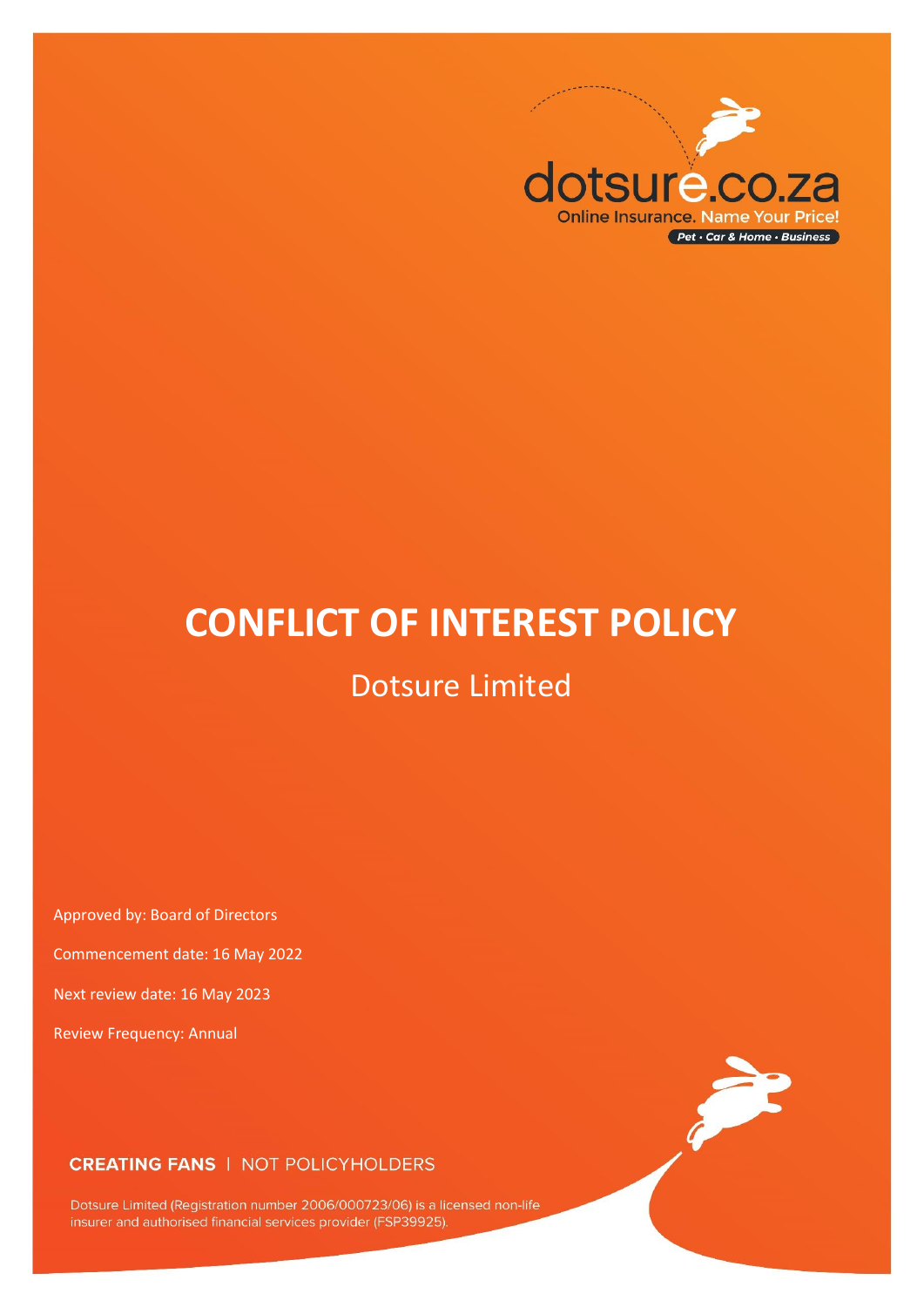dotsure.co.za

Online Insurance. Name Your Price!

Pet • Car & Home • Business

# CONFLICT OF INTEREST POLICY

## Dotsure Limited

Approved by: Board of Directors

Commencement date: 16 May 2022

Next review date: 16 May 2023

Review Frequency: Annual

**CREATING FANS** | NOT POLICYHOLDERS

Dotsure Limited (Registration number 2006/000723/06) is a licensed non-life insurer and authorised financial services provider (FSP39925).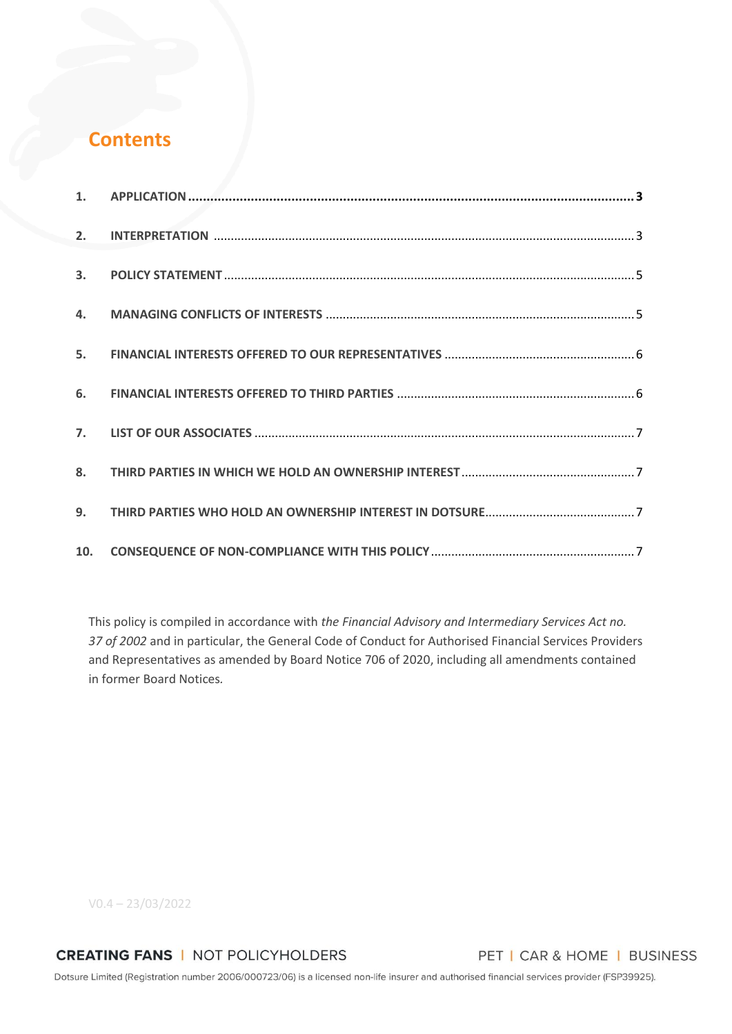## Contents

| | | |
|---|---|---|
| 1. | **APPLICATION** | **3** |
| 2. | **INTERPRETATION** | 3 |
| 3. | **POLICY STATEMENT** | 5 |
| 4. | **MANAGING CONFLICTS OF INTERESTS** | 5 |
| 5. | **FINANCIAL INTERESTS OFFERED TO OUR REPRESENTATIVES** | 6 |
| 6. | **FINANCIAL INTERESTS OFFERED TO THIRD PARTIES** | 6 |
| 7. | **LIST OF OUR ASSOCIATES** | 7 |
| 8. | **THIRD PARTIES IN WHICH WE HOLD AN OWNERSHIP INTEREST** | 7 |
| 9. | **THIRD PARTIES WHO HOLD AN OWNERSHIP INTEREST IN DOTSURE** | 7 |
| 10. | **CONSEQUENCE OF NON-COMPLIANCE WITH THIS POLICY** | 7 |

This policy is compiled in accordance with *the Financial Advisory and Intermediary Services Act no. 37 of 2002* and in particular, the General Code of Conduct for Authorised Financial Services Providers and Representatives as amended by Board Notice 706 of 2020, including all amendments contained in former Board Notices.

V0.4 – 23/03/2022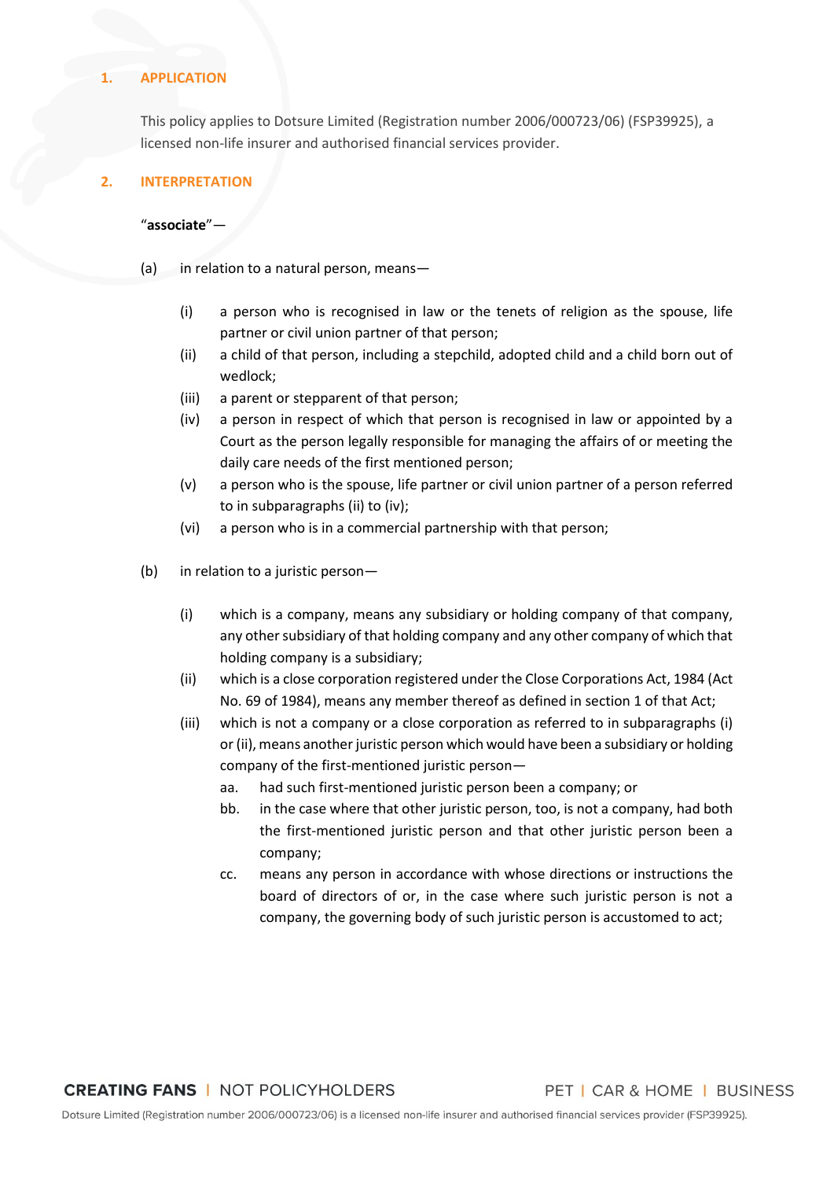## 1. APPLICATION

This policy applies to Dotsure Limited (Registration number 2006/000723/06) (FSP39925), a licensed non-life insurer and authorised financial services provider.

## 2. INTERPRETATION

"**associate**"—

(a) in relation to a natural person, means—

(i) a person who is recognised in law or the tenets of religion as the spouse, life partner or civil union partner of that person;

(ii) a child of that person, including a stepchild, adopted child and a child born out of wedlock;

(iii) a parent or stepparent of that person;

(iv) a person in respect of which that person is recognised in law or appointed by a Court as the person legally responsible for managing the affairs of or meeting the daily care needs of the first mentioned person;

(v) a person who is the spouse, life partner or civil union partner of a person referred to in subparagraphs (ii) to (iv);

(vi) a person who is in a commercial partnership with that person;

(b) in relation to a juristic person—

(i) which is a company, means any subsidiary or holding company of that company, any other subsidiary of that holding company and any other company of which that holding company is a subsidiary;

(ii) which is a close corporation registered under the Close Corporations Act, 1984 (Act No. 69 of 1984), means any member thereof as defined in section 1 of that Act;

(iii) which is not a company or a close corporation as referred to in subparagraphs (i) or (ii), means another juristic person which would have been a subsidiary or holding company of the first-mentioned juristic person—

aa. had such first-mentioned juristic person been a company; or

bb. in the case where that other juristic person, too, is not a company, had both the first-mentioned juristic person and that other juristic person been a company;

cc. means any person in accordance with whose directions or instructions the board of directors of or, in the case where such juristic person is not a company, the governing body of such juristic person is accustomed to act;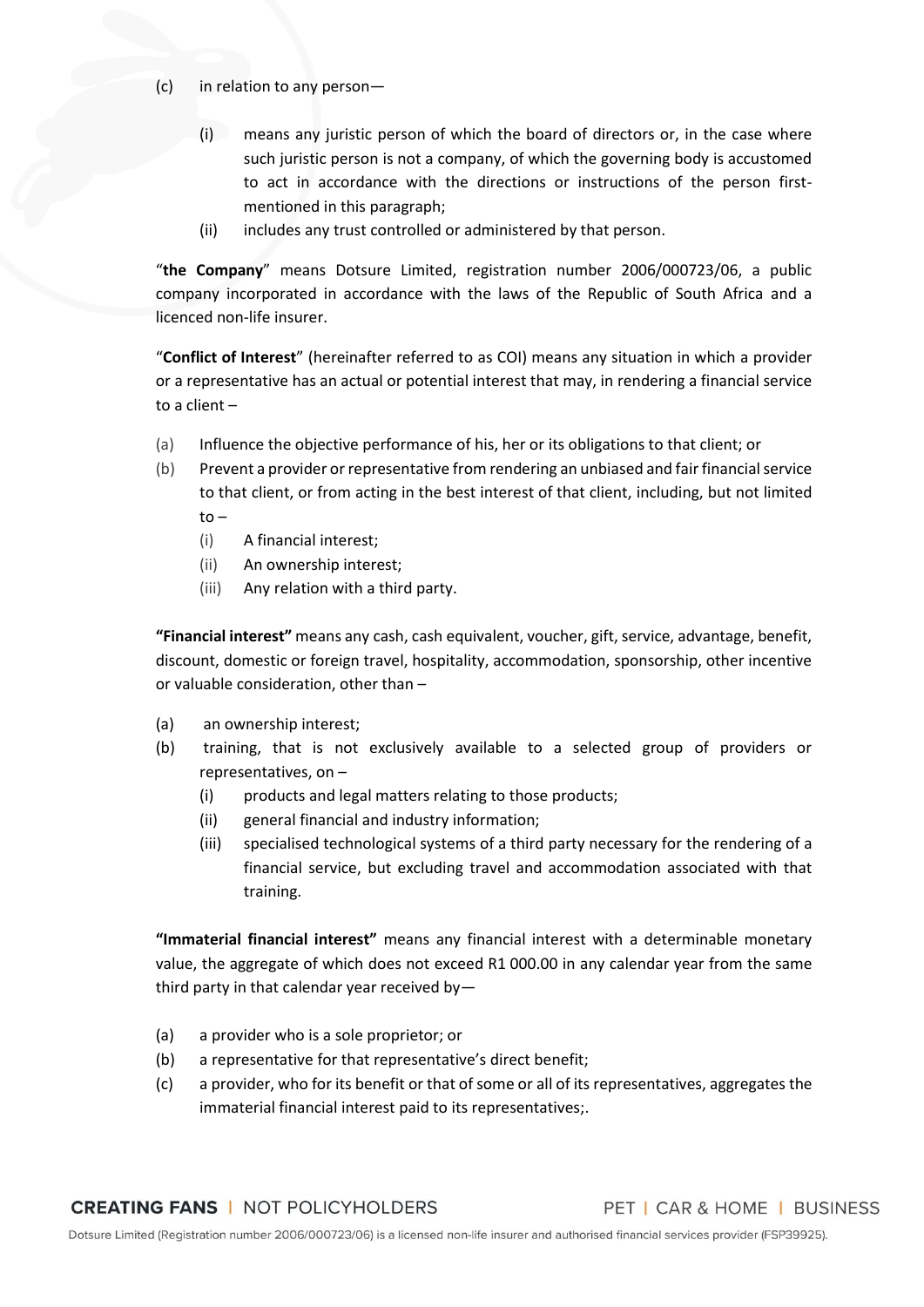(c) in relation to any person—

   (i) means any juristic person of which the board of directors or, in the case where such juristic person is not a company, of which the governing body is accustomed to act in accordance with the directions or instructions of the person first-mentioned in this paragraph;
   (ii) includes any trust controlled or administered by that person.

"**the Company**" means Dotsure Limited, registration number 2006/000723/06, a public company incorporated in accordance with the laws of the Republic of South Africa and a licenced non-life insurer.

"**Conflict of Interest**" (hereinafter referred to as COI) means any situation in which a provider or a representative has an actual or potential interest that may, in rendering a financial service to a client –

(a) Influence the objective performance of his, her or its obligations to that client; or
(b) Prevent a provider or representative from rendering an unbiased and fair financial service to that client, or from acting in the best interest of that client, including, but not limited to –
   (i) A financial interest;
   (ii) An ownership interest;
   (iii) Any relation with a third party.

**"Financial interest"** means any cash, cash equivalent, voucher, gift, service, advantage, benefit, discount, domestic or foreign travel, hospitality, accommodation, sponsorship, other incentive or valuable consideration, other than –

(a) an ownership interest;
(b) training, that is not exclusively available to a selected group of providers or representatives, on –
   (i) products and legal matters relating to those products;
   (ii) general financial and industry information;
   (iii) specialised technological systems of a third party necessary for the rendering of a financial service, but excluding travel and accommodation associated with that training.

**"Immaterial financial interest"** means any financial interest with a determinable monetary value, the aggregate of which does not exceed R1 000.00 in any calendar year from the same third party in that calendar year received by—

(a) a provider who is a sole proprietor; or
(b) a representative for that representative's direct benefit;
(c) a provider, who for its benefit or that of some or all of its representatives, aggregates the immaterial financial interest paid to its representatives;.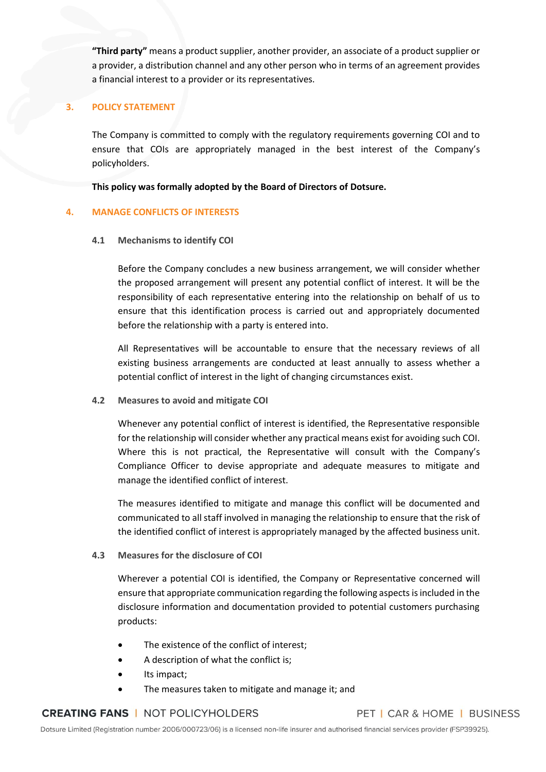**"Third party"** means a product supplier, another provider, an associate of a product supplier or a provider, a distribution channel and any other person who in terms of an agreement provides a financial interest to a provider or its representatives.

## 3. POLICY STATEMENT

The Company is committed to comply with the regulatory requirements governing COI and to ensure that COIs are appropriately managed in the best interest of the Company's policyholders.

**This policy was formally adopted by the Board of Directors of Dotsure.**

## 4. MANAGE CONFLICTS OF INTERESTS

### 4.1 Mechanisms to identify COI

Before the Company concludes a new business arrangement, we will consider whether the proposed arrangement will present any potential conflict of interest. It will be the responsibility of each representative entering into the relationship on behalf of us to ensure that this identification process is carried out and appropriately documented before the relationship with a party is entered into.

All Representatives will be accountable to ensure that the necessary reviews of all existing business arrangements are conducted at least annually to assess whether a potential conflict of interest in the light of changing circumstances exist.

### 4.2 Measures to avoid and mitigate COI

Whenever any potential conflict of interest is identified, the Representative responsible for the relationship will consider whether any practical means exist for avoiding such COI. Where this is not practical, the Representative will consult with the Company's Compliance Officer to devise appropriate and adequate measures to mitigate and manage the identified conflict of interest.

The measures identified to mitigate and manage this conflict will be documented and communicated to all staff involved in managing the relationship to ensure that the risk of the identified conflict of interest is appropriately managed by the affected business unit.

### 4.3 Measures for the disclosure of COI

Wherever a potential COI is identified, the Company or Representative concerned will ensure that appropriate communication regarding the following aspects is included in the disclosure information and documentation provided to potential customers purchasing products:

- The existence of the conflict of interest;
- A description of what the conflict is;
- Its impact;
- The measures taken to mitigate and manage it; and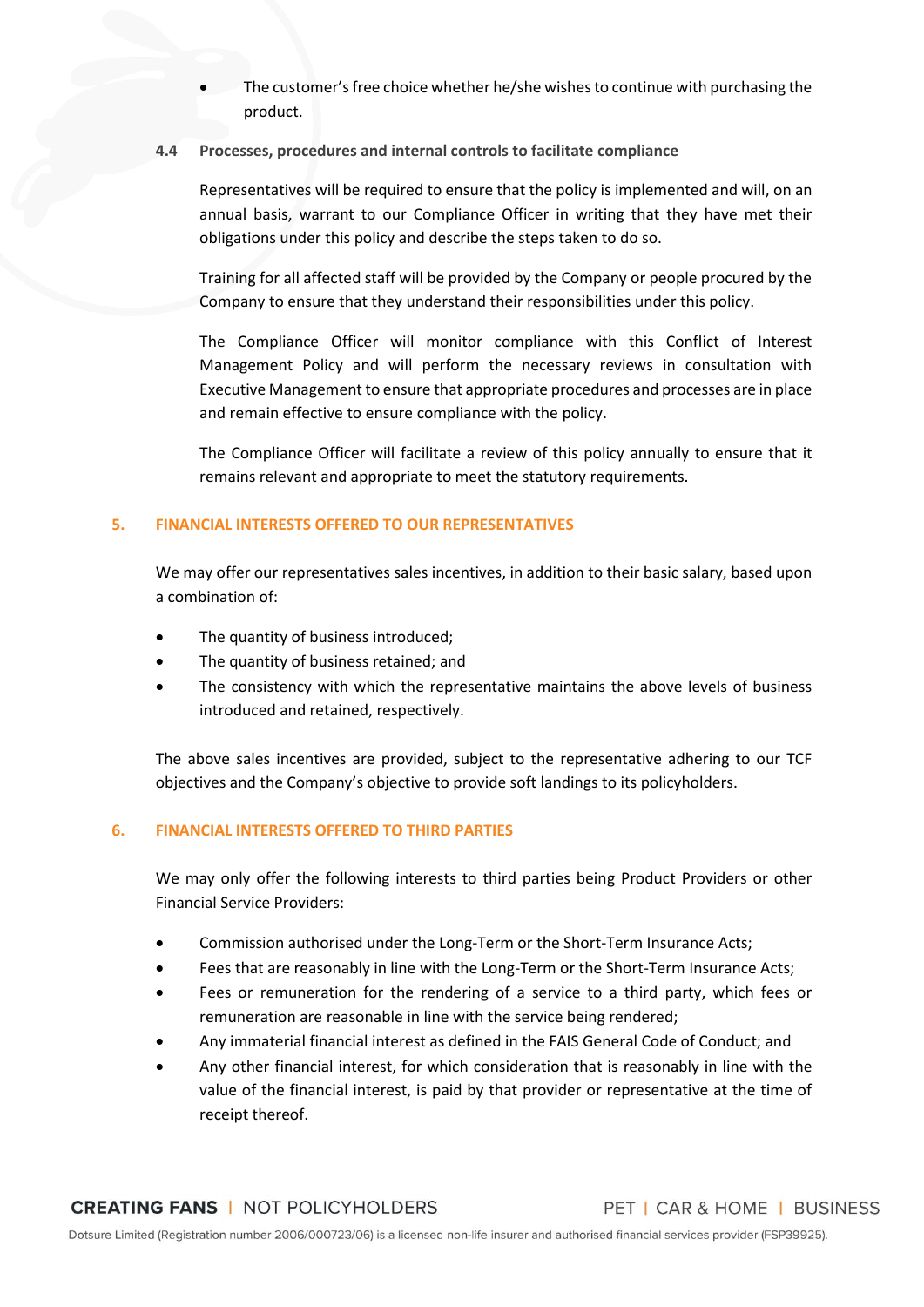- The customer's free choice whether he/she wishes to continue with purchasing the product.

### 4.4 Processes, procedures and internal controls to facilitate compliance

Representatives will be required to ensure that the policy is implemented and will, on an annual basis, warrant to our Compliance Officer in writing that they have met their obligations under this policy and describe the steps taken to do so.

Training for all affected staff will be provided by the Company or people procured by the Company to ensure that they understand their responsibilities under this policy.

The Compliance Officer will monitor compliance with this Conflict of Interest Management Policy and will perform the necessary reviews in consultation with Executive Management to ensure that appropriate procedures and processes are in place and remain effective to ensure compliance with the policy.

The Compliance Officer will facilitate a review of this policy annually to ensure that it remains relevant and appropriate to meet the statutory requirements.

## 5. FINANCIAL INTERESTS OFFERED TO OUR REPRESENTATIVES

We may offer our representatives sales incentives, in addition to their basic salary, based upon a combination of:

- The quantity of business introduced;
- The quantity of business retained; and
- The consistency with which the representative maintains the above levels of business introduced and retained, respectively.

The above sales incentives are provided, subject to the representative adhering to our TCF objectives and the Company's objective to provide soft landings to its policyholders.

## 6. FINANCIAL INTERESTS OFFERED TO THIRD PARTIES

We may only offer the following interests to third parties being Product Providers or other Financial Service Providers:

- Commission authorised under the Long-Term or the Short-Term Insurance Acts;
- Fees that are reasonably in line with the Long-Term or the Short-Term Insurance Acts;
- Fees or remuneration for the rendering of a service to a third party, which fees or remuneration are reasonable in line with the service being rendered;
- Any immaterial financial interest as defined in the FAIS General Code of Conduct; and
- Any other financial interest, for which consideration that is reasonably in line with the value of the financial interest, is paid by that provider or representative at the time of receipt thereof.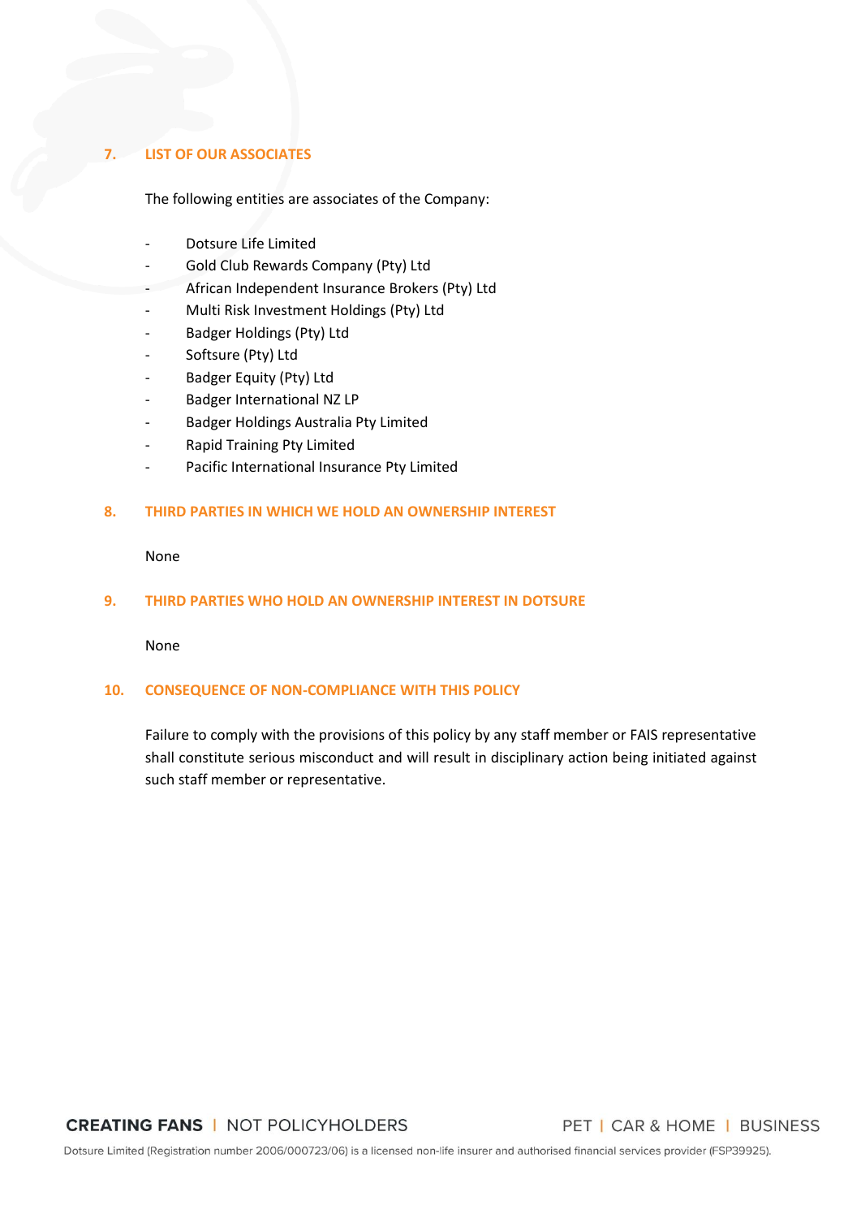## 7. LIST OF OUR ASSOCIATES

The following entities are associates of the Company:

- Dotsure Life Limited
- Gold Club Rewards Company (Pty) Ltd
- African Independent Insurance Brokers (Pty) Ltd
- Multi Risk Investment Holdings (Pty) Ltd
- Badger Holdings (Pty) Ltd
- Softsure (Pty) Ltd
- Badger Equity (Pty) Ltd
- Badger International NZ LP
- Badger Holdings Australia Pty Limited
- Rapid Training Pty Limited
- Pacific International Insurance Pty Limited

## 8. THIRD PARTIES IN WHICH WE HOLD AN OWNERSHIP INTEREST

None

## 9. THIRD PARTIES WHO HOLD AN OWNERSHIP INTEREST IN DOTSURE

None

## 10. CONSEQUENCE OF NON-COMPLIANCE WITH THIS POLICY

Failure to comply with the provisions of this policy by any staff member or FAIS representative shall constitute serious misconduct and will result in disciplinary action being initiated against such staff member or representative.